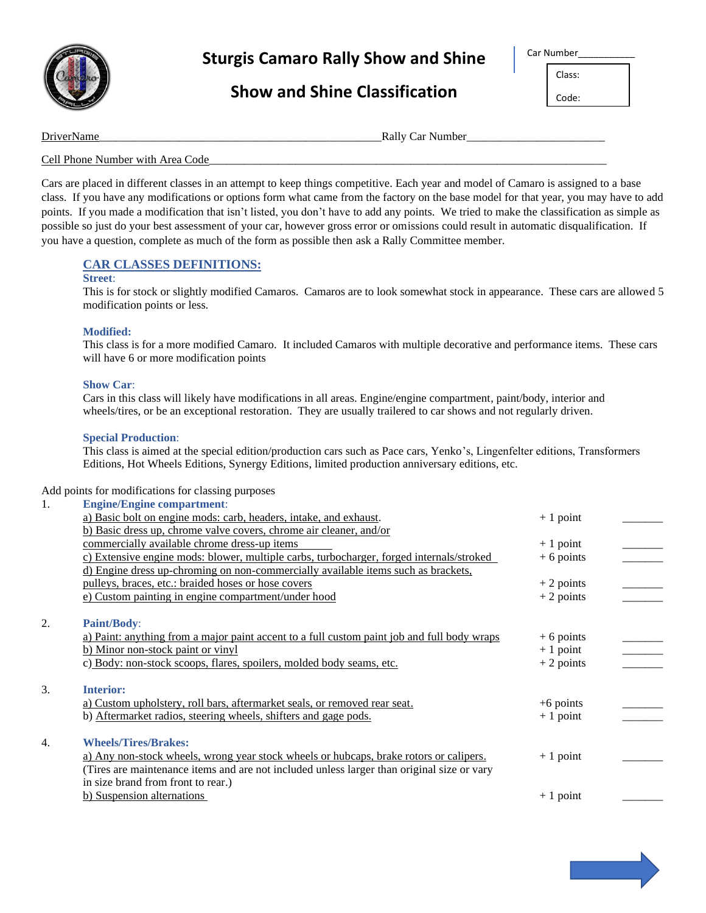# Sturgis Camaro Rally Show and Shine

## Show and Shine Classification

Car Number__________

| Class: |
|---|
| Code: |

DriverName_______________________________________________Rally Car Number______________________

Cell Phone Number with Area Code_____________________________________________________________________

Cars are placed in different classes in an attempt to keep things competitive. Each year and model of Camaro is assigned to a base class. If you have any modifications or options form what came from the factory on the base model for that year, you may have to add points. If you made a modification that isn't listed, you don't have to add any points. We tried to make the classification as simple as possible so just do your best assessment of your car, however gross error or omissions could result in automatic disqualification. If you have a question, complete as much of the form as possible then ask a Rally Committee member.

### CAR CLASSES DEFINITIONS:

**Street:**
This is for stock or slightly modified Camaros. Camaros are to look somewhat stock in appearance. These cars are allowed 5 modification points or less.

**Modified:**
This class is for a more modified Camaro. It included Camaros with multiple decorative and performance items. These cars will have 6 or more modification points

**Show Car:**
Cars in this class will likely have modifications in all areas. Engine/engine compartment, paint/body, interior and wheels/tires, or be an exceptional restoration. They are usually trailered to car shows and not regularly driven.

**Special Production:**
This class is aimed at the special edition/production cars such as Pace cars, Yenko's, Lingenfelter editions, Transformers Editions, Hot Wheels Editions, Synergy Editions, limited production anniversary editions, etc.

Add points for modifications for classing purposes

1. **Engine/Engine compartment:**

| Modification | Points | |
|---|---|---|
| a) Basic bolt on engine mods: carb, headers, intake, and exhaust. | + 1 point | _______ |
| b) Basic dress up, chrome valve covers, chrome air cleaner, and/or commercially available chrome dress-up items | + 1 point | _______ |
| c) Extensive engine mods: blower, multiple carbs, turbocharger, forged internals/stroked | + 6 points | _______ |
| d) Engine dress up-chroming on non-commercially available items such as brackets, pulleys, braces, etc.: braided hoses or hose covers | + 2 points | _______ |
| e) Custom painting in engine compartment/under hood | + 2 points | _______ |

2. **Paint/Body:**

| Modification | Points | |
|---|---|---|
| a) Paint: anything from a major paint accent to a full custom paint job and full body wraps | + 6 points | _______ |
| b) Minor non-stock paint or vinyl | + 1 point | _______ |
| c) Body: non-stock scoops, flares, spoilers, molded body seams, etc. | + 2 points | _______ |

3. **Interior:**

| Modification | Points | |
|---|---|---|
| a) Custom upholstery, roll bars, aftermarket seals, or removed rear seat. | +6 points | _______ |
| b) Aftermarket radios, steering wheels, shifters and gage pods. | + 1 point | _______ |

4. **Wheels/Tires/Brakes:**

| Modification | Points | |
|---|---|---|
| a) Any non-stock wheels, wrong year stock wheels or hubcaps, brake rotors or calipers. (Tires are maintenance items and are not included unless larger than original size or vary in size brand from front to rear.) | + 1 point | _______ |
| b) Suspension alternations | + 1 point | _______ |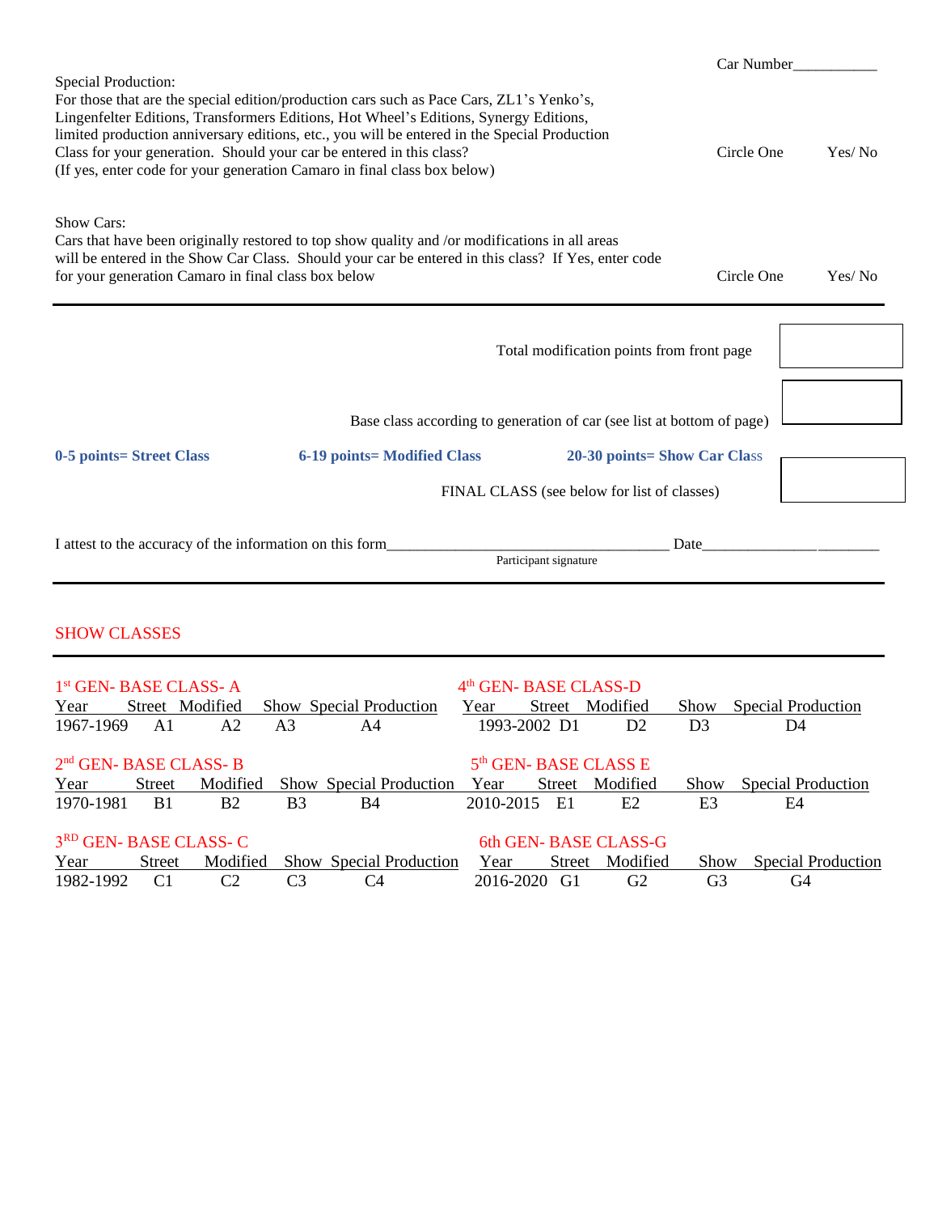Car Number___________

Special Production:
For those that are the special edition/production cars such as Pace Cars, ZL1's Yenko's, Lingenfelter Editions, Transformers Editions, Hot Wheel's Editions, Synergy Editions, limited production anniversary editions, etc., you will be entered in the Special Production Class for your generation. Should your car be entered in this class? (If yes, enter code for your generation Camaro in final class box below)

Circle One Yes/ No

Show Cars:
Cars that have been originally restored to top show quality and /or modifications in all areas will be entered in the Show Car Class. Should your car be entered in this class? If Yes, enter code for your generation Camaro in final class box below

Circle One Yes/ No

---

Total modification points from front page [ ]

Base class according to generation of car (see list at bottom of page) [ ]

**0-5 points= Street Class** **6-19 points= Modified Class** **20-30 points= Show Car Class**

FINAL CLASS (see below for list of classes) [ ]

I attest to the accuracy of the information on this form_____________________________________ Date________________________
Participant signature

---

## SHOW CLASSES

**1st GEN- BASE CLASS- A**

| Year | Street | Modified | Show | Special Production |
|---|---|---|---|---|
| 1967-1969 | A1 | A2 | A3 | A4 |

**2nd GEN- BASE CLASS- B**

| Year | Street | Modified | Show | Special Production |
|---|---|---|---|---|
| 1970-1981 | B1 | B2 | B3 | B4 |

**3RD GEN- BASE CLASS- C**

| Year | Street | Modified | Show | Special Production |
|---|---|---|---|---|
| 1982-1992 | C1 | C2 | C3 | C4 |

**4th GEN- BASE CLASS-D**

| Year | Street | Modified | Show | Special Production |
|---|---|---|---|---|
| 1993-2002 | D1 | D2 | D3 | D4 |

**5th GEN- BASE CLASS E**

| Year | Street | Modified | Show | Special Production |
|---|---|---|---|---|
| 2010-2015 | E1 | E2 | E3 | E4 |

**6th GEN- BASE CLASS-G**

| Year | Street | Modified | Show | Special Production |
|---|---|---|---|---|
| 2016-2020 | G1 | G2 | G3 | G4 |